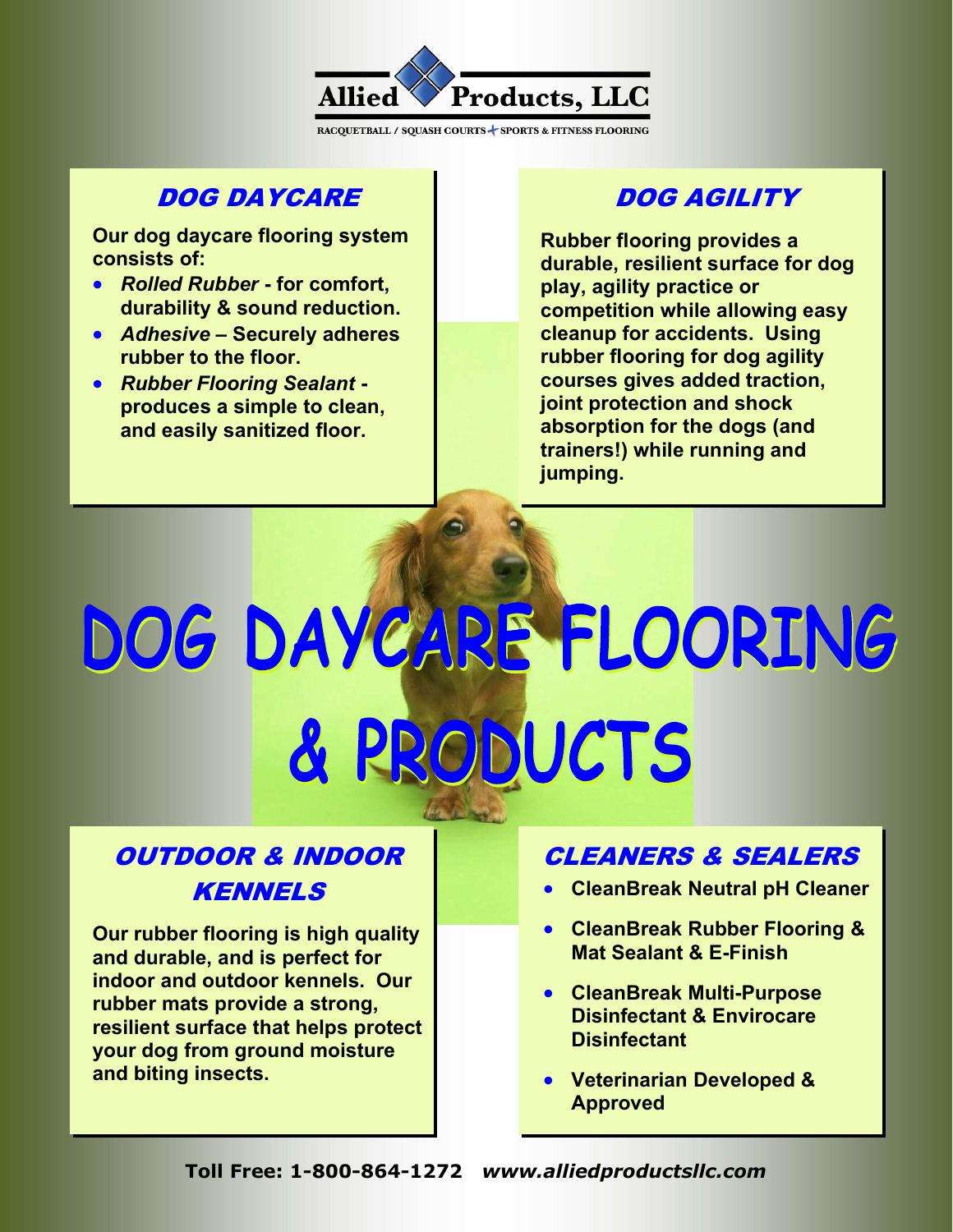# Allied Products, LLC

RACQUETBALL / SQUASH COURTS + SPORTS & FITNESS FLOORING

## DOG DAYCARE

**Our dog daycare flooring system consists of:**

- ***Rolled Rubber* - for comfort, durability & sound reduction.**
- ***Adhesive* – Securely adheres rubber to the floor.**
- ***Rubber Flooring Sealant* - produces a simple to clean, and easily sanitized floor.**

## DOG AGILITY

**Rubber flooring provides a durable, resilient surface for dog play, agility practice or competition while allowing easy cleanup for accidents. Using rubber flooring for dog agility courses gives added traction, joint protection and shock absorption for the dogs (and trainers!) while running and jumping.**

# DOG DAYCARE FLOORING & PRODUCTS

## OUTDOOR & INDOOR KENNELS

**Our rubber flooring is high quality and durable, and is perfect for indoor and outdoor kennels. Our rubber mats provide a strong, resilient surface that helps protect your dog from ground moisture and biting insects.**

## CLEANERS & SEALERS

- **CleanBreak Neutral pH Cleaner**
- **CleanBreak Rubber Flooring & Mat Sealant & E-Finish**
- **CleanBreak Multi-Purpose Disinfectant & Envirocare Disinfectant**
- **Veterinarian Developed & Approved**

**Toll Free: 1-800-864-1272** ***www.alliedproductsllc.com***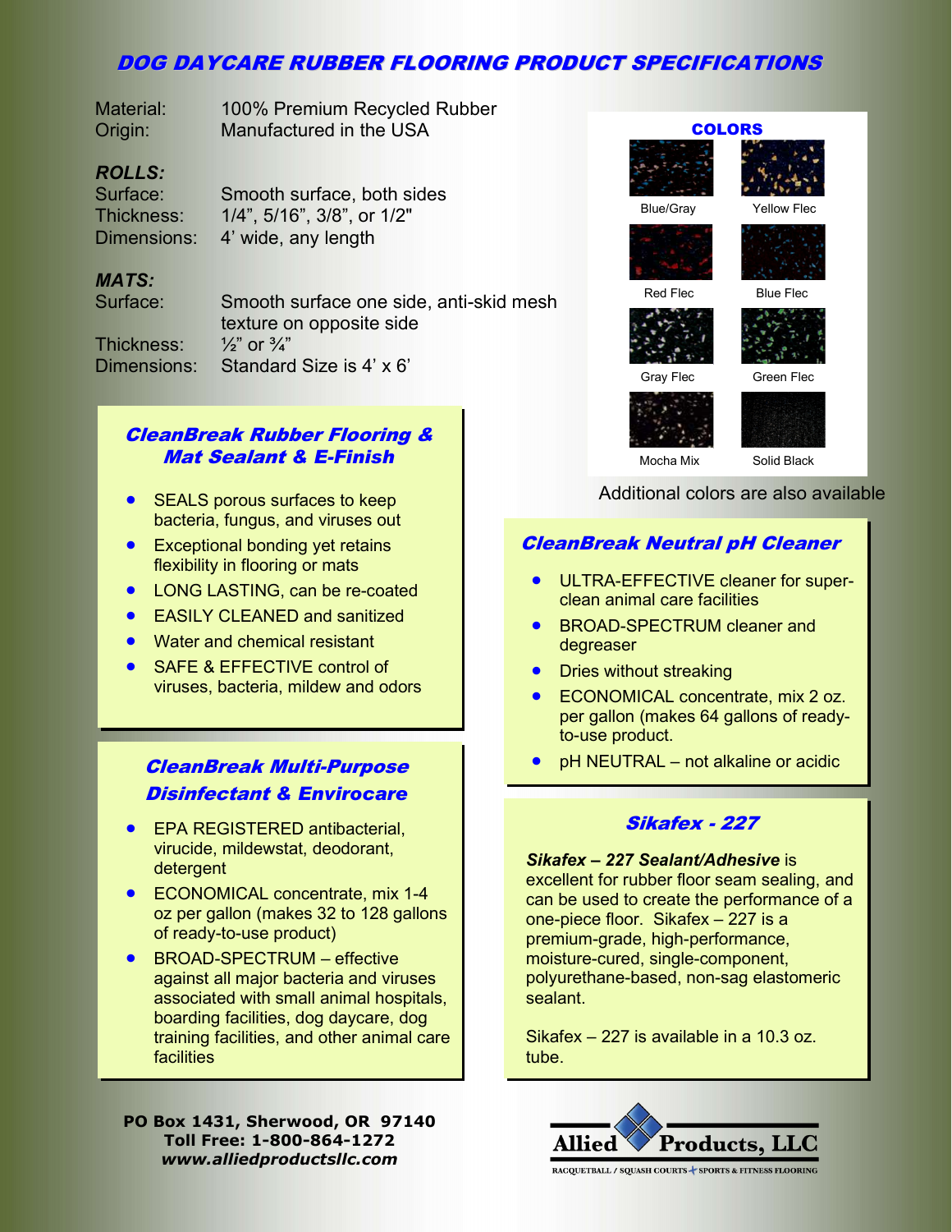# DOG DAYCARE RUBBER FLOORING PRODUCT SPECIFICATIONS

| | |
|---|---|
| Material: | 100% Premium Recycled Rubber |
| Origin: | Manufactured in the USA |

### *ROLLS:*

| | |
|---|---|
| Surface: | Smooth surface, both sides |
| Thickness: | 1/4", 5/16", 3/8", or 1/2" |
| Dimensions: | 4' wide, any length |

### *MATS:*

| | |
|---|---|
| Surface: | Smooth surface one side, anti-skid mesh texture on opposite side |
| Thickness: | ½" or ¾" |
| Dimensions: | Standard Size is 4' x 6' |

**COLORS**

Blue/Gray
Yellow Flec
Red Flec
Blue Flec
Gray Flec
Green Flec
Mocha Mix
Solid Black

Additional colors are also available

## *CleanBreak Rubber Flooring & Mat Sealant & E-Finish*

- SEALS porous surfaces to keep bacteria, fungus, and viruses out
- Exceptional bonding yet retains flexibility in flooring or mats
- LONG LASTING, can be re-coated
- EASILY CLEANED and sanitized
- Water and chemical resistant
- SAFE & EFFECTIVE control of viruses, bacteria, mildew and odors

## *CleanBreak Multi-Purpose Disinfectant & Envirocare*

- EPA REGISTERED antibacterial, virucide, mildewstat, deodorant, detergent
- ECONOMICAL concentrate, mix 1-4 oz per gallon (makes 32 to 128 gallons of ready-to-use product)
- BROAD-SPECTRUM – effective against all major bacteria and viruses associated with small animal hospitals, boarding facilities, dog daycare, dog training facilities, and other animal care facilities

## *CleanBreak Neutral pH Cleaner*

- ULTRA-EFFECTIVE cleaner for super-clean animal care facilities
- BROAD-SPECTRUM cleaner and degreaser
- Dries without streaking
- ECONOMICAL concentrate, mix 2 oz. per gallon (makes 64 gallons of ready-to-use product.
- pH NEUTRAL – not alkaline or acidic

## *Sikafex - 227*

***Sikafex – 227 Sealant/Adhesive*** is excellent for rubber floor seam sealing, and can be used to create the performance of a one-piece floor. Sikafex – 227 is a premium-grade, high-performance, moisture-cured, single-component, polyurethane-based, non-sag elastomeric sealant.

Sikafex – 227 is available in a 10.3 oz. tube.

**PO Box 1431, Sherwood, OR 97140**
**Toll Free: 1-800-864-1272**
***www.alliedproductsllc.com***

**Allied Products, LLC**
RACQUETBALL / SQUASH COURTS SPORTS & FITNESS FLOORING